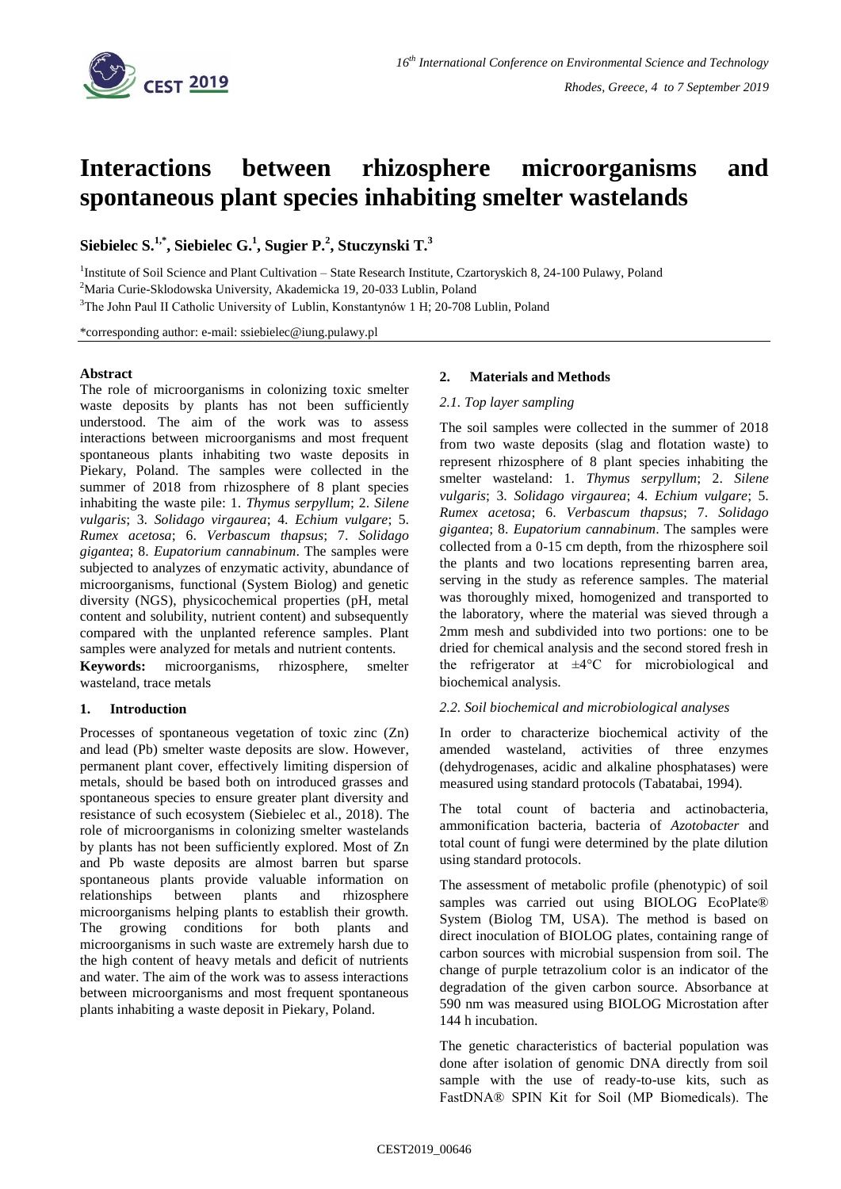# Interactions between rhizosphere microorganisms and spontaneous plant species inhabiting smelter wastelands

**Siebielec S.[1,*], Siebielec G.[1], Sugier P.[2], Stuczynski T.[3]**

[1]Institute of Soil Science and Plant Cultivation – State Research Institute, Czartoryskich 8, 24-100 Pulawy, Poland

[2]Maria Curie-Sklodowska University, Akademicka 19, 20-033 Lublin, Poland

[3]The John Paul II Catholic University of Lublin, Konstantynów 1 H; 20-708 Lublin, Poland

*corresponding author: e-mail: ssiebielec@iung.pulawy.pl

### Abstract

The role of microorganisms in colonizing toxic smelter waste deposits by plants has not been sufficiently understood. The aim of the work was to assess interactions between microorganisms and most frequent spontaneous plants inhabiting two waste deposits in Piekary, Poland. The samples were collected in the summer of 2018 from rhizosphere of 8 plant species inhabiting the waste pile: 1. *Thymus serpyllum*; 2. *Silene vulgaris*; 3. *Solidago virgaurea*; 4. *Echium vulgare*; 5. *Rumex acetosa*; 6. *Verbascum thapsus*; 7. *Solidago gigantea*; 8. *Eupatorium cannabinum*. The samples were subjected to analyzes of enzymatic activity, abundance of microorganisms, functional (System Biolog) and genetic diversity (NGS), physicochemical properties (pH, metal content and solubility, nutrient content) and subsequently compared with the unplanted reference samples. Plant samples were analyzed for metals and nutrient contents.

**Keywords:** microorganisms, rhizosphere, smelter wasteland, trace metals

## 1. Introduction

Processes of spontaneous vegetation of toxic zinc (Zn) and lead (Pb) smelter waste deposits are slow. However, permanent plant cover, effectively limiting dispersion of metals, should be based both on introduced grasses and spontaneous species to ensure greater plant diversity and resistance of such ecosystem (Siebielec et al., 2018). The role of microorganisms in colonizing smelter wastelands by plants has not been sufficiently explored. Most of Zn and Pb waste deposits are almost barren but sparse spontaneous plants provide valuable information on relationships between plants and rhizosphere microorganisms helping plants to establish their growth. The growing conditions for both plants and microorganisms in such waste are extremely harsh due to the high content of heavy metals and deficit of nutrients and water. The aim of the work was to assess interactions between microorganisms and most frequent spontaneous plants inhabiting a waste deposit in Piekary, Poland.

## 2. Materials and Methods

### 2.1. Top layer sampling

The soil samples were collected in the summer of 2018 from two waste deposits (slag and flotation waste) to represent rhizosphere of 8 plant species inhabiting the smelter wasteland: 1. *Thymus serpyllum*; 2. *Silene vulgaris*; 3. *Solidago virgaurea*; 4. *Echium vulgare*; 5. *Rumex acetosa*; 6. *Verbascum thapsus*; 7. *Solidago gigantea*; 8. *Eupatorium cannabinum*. The samples were collected from a 0-15 cm depth, from the rhizosphere soil the plants and two locations representing barren area, serving in the study as reference samples. The material was thoroughly mixed, homogenized and transported to the laboratory, where the material was sieved through a 2mm mesh and subdivided into two portions: one to be dried for chemical analysis and the second stored fresh in the refrigerator at ±4°C for microbiological and biochemical analysis.

### 2.2. Soil biochemical and microbiological analyses

In order to characterize biochemical activity of the amended wasteland, activities of three enzymes (dehydrogenases, acidic and alkaline phosphatases) were measured using standard protocols (Tabatabai, 1994).

The total count of bacteria and actinobacteria, ammonification bacteria, bacteria of *Azotobacter* and total count of fungi were determined by the plate dilution using standard protocols.

The assessment of metabolic profile (phenotypic) of soil samples was carried out using BIOLOG EcoPlate® System (Biolog TM, USA). The method is based on direct inoculation of BIOLOG plates, containing range of carbon sources with microbial suspension from soil. The change of purple tetrazolium color is an indicator of the degradation of the given carbon source. Absorbance at 590 nm was measured using BIOLOG Microstation after 144 h incubation.

The genetic characteristics of bacterial population was done after isolation of genomic DNA directly from soil sample with the use of ready-to-use kits, such as FastDNA® SPIN Kit for Soil (MP Biomedicals). The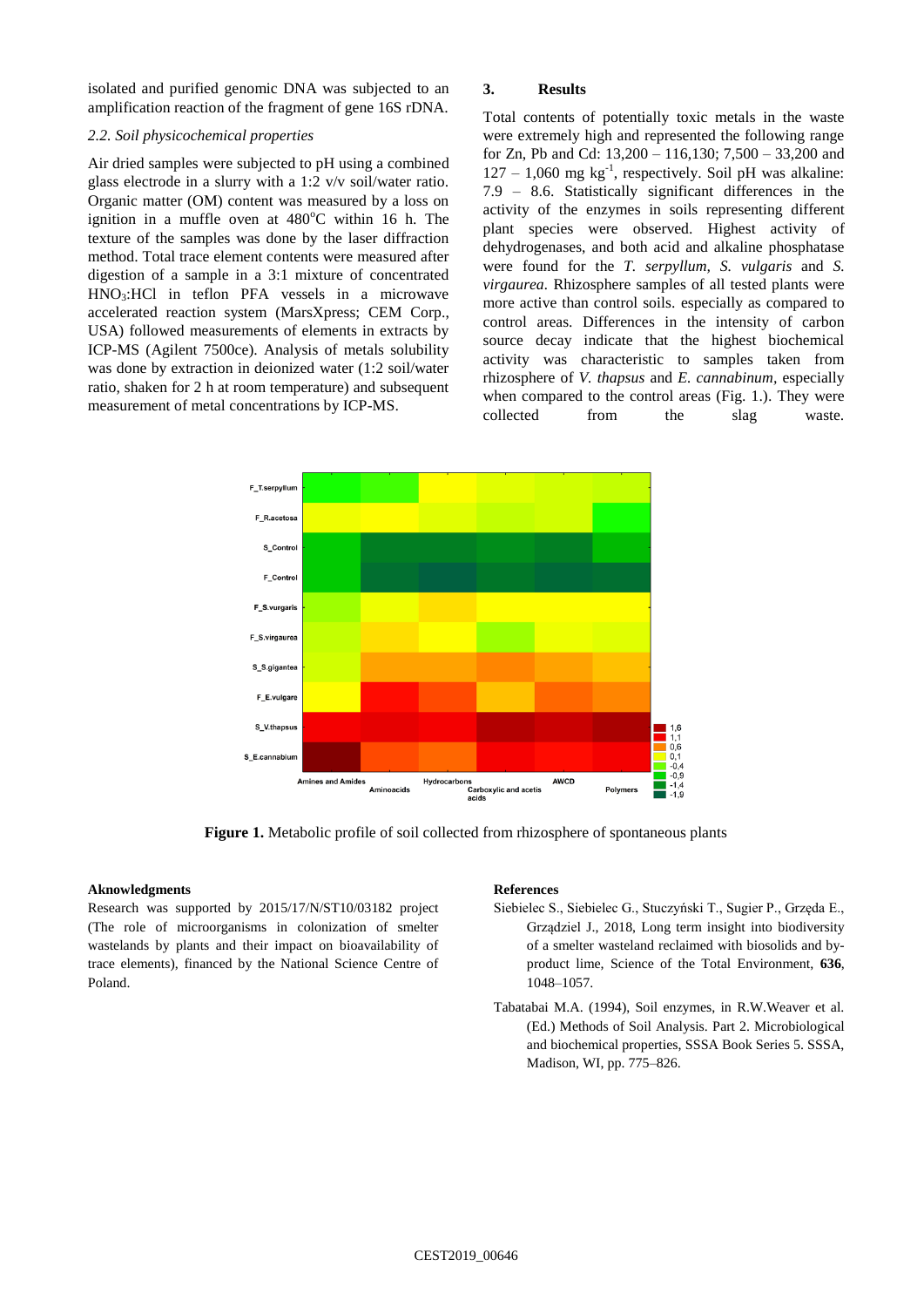isolated and purified genomic DNA was subjected to an amplification reaction of the fragment of gene 16S rDNA.

### *2.2. Soil physicochemical properties*

Air dried samples were subjected to pH using a combined glass electrode in a slurry with a 1:2 v/v soil/water ratio. Organic matter (OM) content was measured by a loss on ignition in a muffle oven at 480°C within 16 h. The texture of the samples was done by the laser diffraction method. Total trace element contents were measured after digestion of a sample in a 3:1 mixture of concentrated $HNO_3$:HCl in teflon PFA vessels in a microwave accelerated reaction system (MarsXpress; CEM Corp., USA) followed measurements of elements in extracts by ICP-MS (Agilent 7500ce). Analysis of metals solubility was done by extraction in deionized water (1:2 soil/water ratio, shaken for 2 h at room temperature) and subsequent measurement of metal concentrations by ICP-MS.

## 3. Results

Total contents of potentially toxic metals in the waste were extremely high and represented the following range for Zn, Pb and Cd: 13,200 – 116,130; 7,500 – 33,200 and 127 – 1,060 mg $kg^{-1}$, respectively. Soil pH was alkaline: 7.9 – 8.6. Statistically significant differences in the activity of the enzymes in soils representing different plant species were observed. Highest activity of dehydrogenases, and both acid and alkaline phosphatase were found for the *T. serpyllum, S. vulgaris* and *S. virgaurea*. Rhizosphere samples of all tested plants were more active than control soils. especially as compared to control areas. Differences in the intensity of carbon source decay indicate that the highest biochemical activity was characteristic to samples taken from rhizosphere of *V. thapsus* and *E. cannabinum*, especially when compared to the control areas (Fig. 1.). They were collected from the slag waste.

F_T.serpyllum
F_R.acetosa
S_Control
F_Control
F_S.vurgaris
F_S.virgaurea
S_S.gigantea
F_E.vulgare
S_V.thapsus
S_E.cannabium

Amines and Amides
Aminoacids
Hydrocarbons
Carboxylic and acetis acids
AWCD
Polymers

1,6
1,1
0,6
0,1
-0,4
-0,9
-1,4
-1,9

**Figure 1.** Metabolic profile of soil collected from rhizosphere of spontaneous plants

#### Aknowledgments

Research was supported by 2015/17/N/ST10/03182 project (The role of microorganisms in colonization of smelter wastelands by plants and their impact on bioavailability of trace elements), financed by the National Science Centre of Poland.

#### References

Siebielec S., Siebielec G., Stuczyński T., Sugier P., Gręda E., Grządziel J., 2018, Long term insight into biodiversity of a smelter wasteland reclaimed with biosolids and by-product lime, Science of the Total Environment, **636**, 1048–1057.

Tabatabai M.A. (1994), Soil enzymes, in R.W.Weaver et al. (Ed.) Methods of Soil Analysis. Part 2. Microbiological and biochemical properties, SSSA Book Series 5. SSSA, Madison, WI, pp. 775–826.